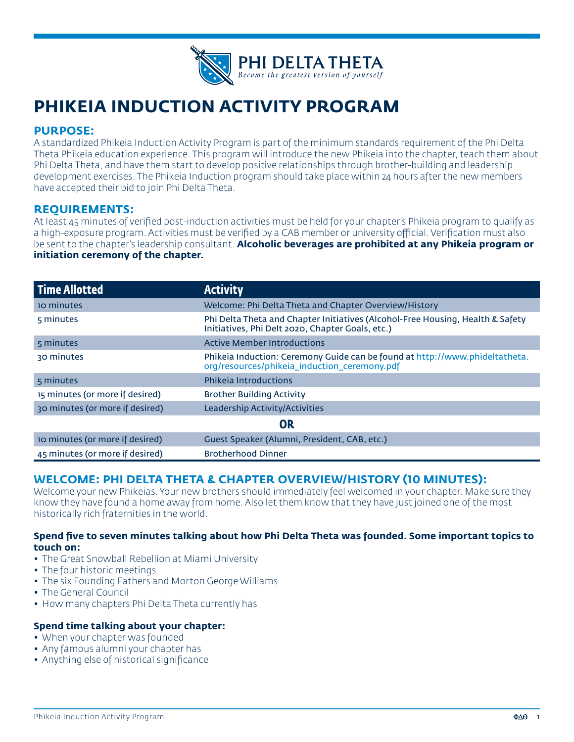PHI DELTA THETA

*Become the greatest version of yourself*

# PHIKEIA INDUCTION ACTIVITY PROGRAM

## PURPOSE:

A standardized Phikeia Induction Activity Program is part of the minimum standards requirement of the Phi Delta Theta Phikeia education experience. This program will introduce the new Phikeia into the chapter, teach them about Phi Delta Theta, and have them start to develop positive relationships through brother-building and leadership development exercises. The Phikeia Induction program should take place within 24 hours after the new members have accepted their bid to join Phi Delta Theta.

## REQUIREMENTS:

At least 45 minutes of verified post-induction activities must be held for your chapter's Phikeia program to qualify as a high-exposure program. Activities must be verified by a CAB member or university official. Verification must also be sent to the chapter's leadership consultant. **Alcoholic beverages are prohibited at any Phikeia program or initiation ceremony of the chapter.**

| Time Allotted | Activity |
|---|---|
| 10 minutes | Welcome: Phi Delta Theta and Chapter Overview/History |
| 5 minutes | Phi Delta Theta and Chapter Initiatives (Alcohol-Free Housing, Health & Safety Initiatives, Phi Delt 2020, Chapter Goals, etc.) |
| 5 minutes | Active Member Introductions |
| 30 minutes | Phikeia Induction: Ceremony Guide can be found at http://www.phideltatheta.org/resources/phikeia_induction_ceremony.pdf |
| 5 minutes | Phikeia Introductions |
| 15 minutes (or more if desired) | Brother Building Activity |
| 30 minutes (or more if desired) | Leadership Activity/Activities |
| **OR** | |
| 10 minutes (or more if desired) | Guest Speaker (Alumni, President, CAB, etc.) |
| 45 minutes (or more if desired) | Brotherhood Dinner |

## WELCOME: PHI DELTA THETA & CHAPTER OVERVIEW/HISTORY (10 MINUTES):

Welcome your new Phikeias. Your new brothers should immediately feel welcomed in your chapter. Make sure they know they have found a home away from home. Also let them know that they have just joined one of the most historically rich fraternities in the world.

**Spend five to seven minutes talking about how Phi Delta Theta was founded. Some important topics to touch on:**

- The Great Snowball Rebellion at Miami University
- The four historic meetings
- The six Founding Fathers and Morton George Williams
- The General Council
- How many chapters Phi Delta Theta currently has

**Spend time talking about your chapter:**

- When your chapter was founded
- Any famous alumni your chapter has
- Anything else of historical significance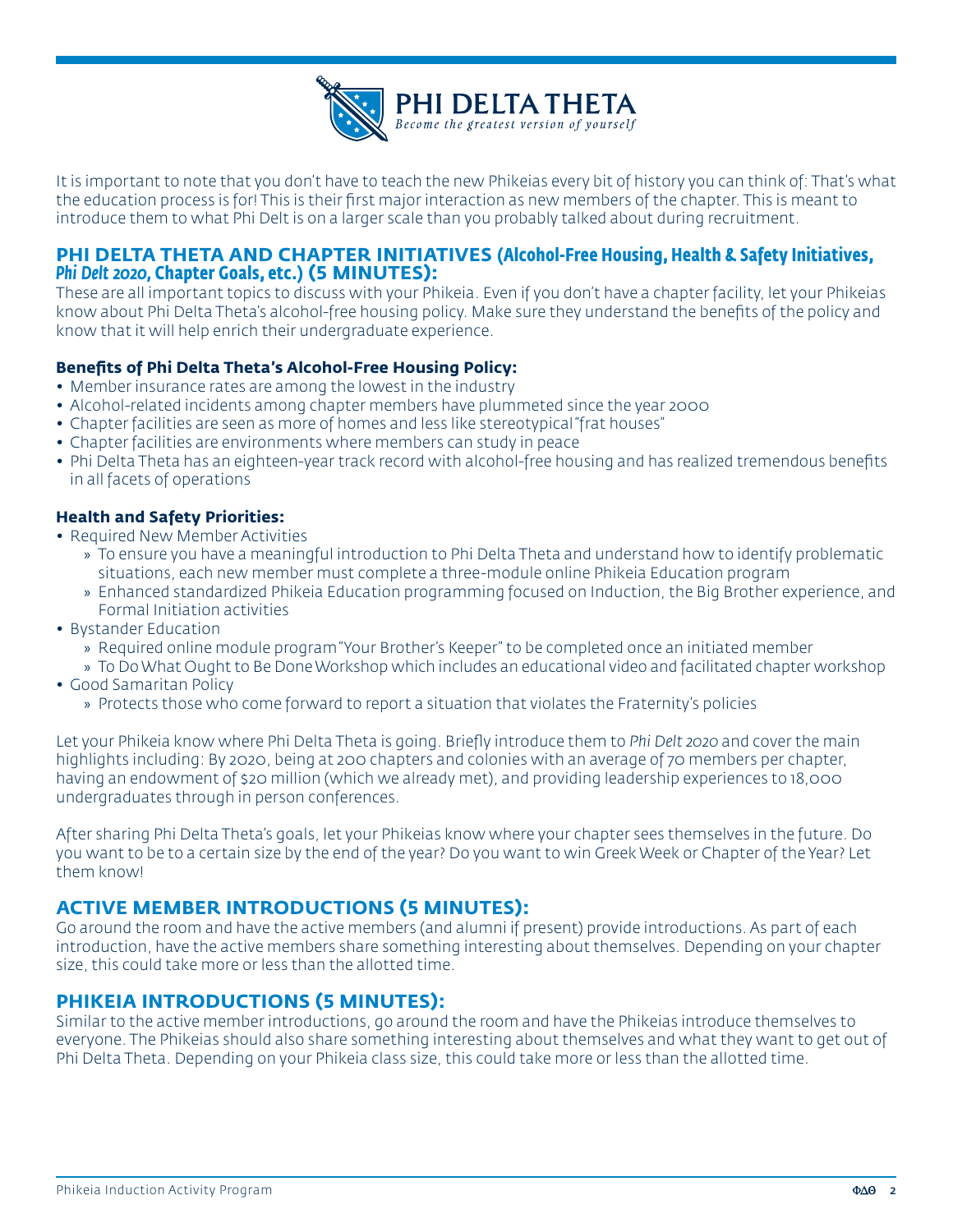It is important to note that you don't have to teach the new Phikeias every bit of history you can think of: That's what the education process is for! This is their first major interaction as new members of the chapter. This is meant to introduce them to what Phi Delt is on a larger scale than you probably talked about during recruitment.

## PHI DELTA THETA AND CHAPTER INITIATIVES (Alcohol-Free Housing, Health & Safety Initiatives, *Phi Delt 2020*, Chapter Goals, etc.) (5 MINUTES):

These are all important topics to discuss with your Phikeia. Even if you don't have a chapter facility, let your Phikeias know about Phi Delta Theta's alcohol-free housing policy. Make sure they understand the benefits of the policy and know that it will help enrich their undergraduate experience.

**Benefits of Phi Delta Theta's Alcohol-Free Housing Policy:**

- Member insurance rates are among the lowest in the industry
- Alcohol-related incidents among chapter members have plummeted since the year 2000
- Chapter facilities are seen as more of homes and less like stereotypical "frat houses"
- Chapter facilities are environments where members can study in peace
- Phi Delta Theta has an eighteen-year track record with alcohol-free housing and has realized tremendous benefits in all facets of operations

**Health and Safety Priorities:**

- Required New Member Activities
  - To ensure you have a meaningful introduction to Phi Delta Theta and understand how to identify problematic situations, each new member must complete a three-module online Phikeia Education program
  - Enhanced standardized Phikeia Education programming focused on Induction, the Big Brother experience, and Formal Initiation activities
- Bystander Education
  - Required online module program "Your Brother's Keeper" to be completed once an initiated member
  - To Do What Ought to Be Done Workshop which includes an educational video and facilitated chapter workshop
- Good Samaritan Policy
  - Protects those who come forward to report a situation that violates the Fraternity's policies

Let your Phikeia know where Phi Delta Theta is going. Briefly introduce them to *Phi Delt 2020* and cover the main highlights including: By 2020, being at 200 chapters and colonies with an average of 70 members per chapter, having an endowment of $20 million (which we already met), and providing leadership experiences to 18,000 undergraduates through in person conferences.

After sharing Phi Delta Theta's goals, let your Phikeias know where your chapter sees themselves in the future. Do you want to be to a certain size by the end of the year? Do you want to win Greek Week or Chapter of the Year? Let them know!

## ACTIVE MEMBER INTRODUCTIONS (5 MINUTES):

Go around the room and have the active members (and alumni if present) provide introductions. As part of each introduction, have the active members share something interesting about themselves. Depending on your chapter size, this could take more or less than the allotted time.

## PHIKEIA INTRODUCTIONS (5 MINUTES):

Similar to the active member introductions, go around the room and have the Phikeias introduce themselves to everyone. The Phikeias should also share something interesting about themselves and what they want to get out of Phi Delta Theta. Depending on your Phikeia class size, this could take more or less than the allotted time.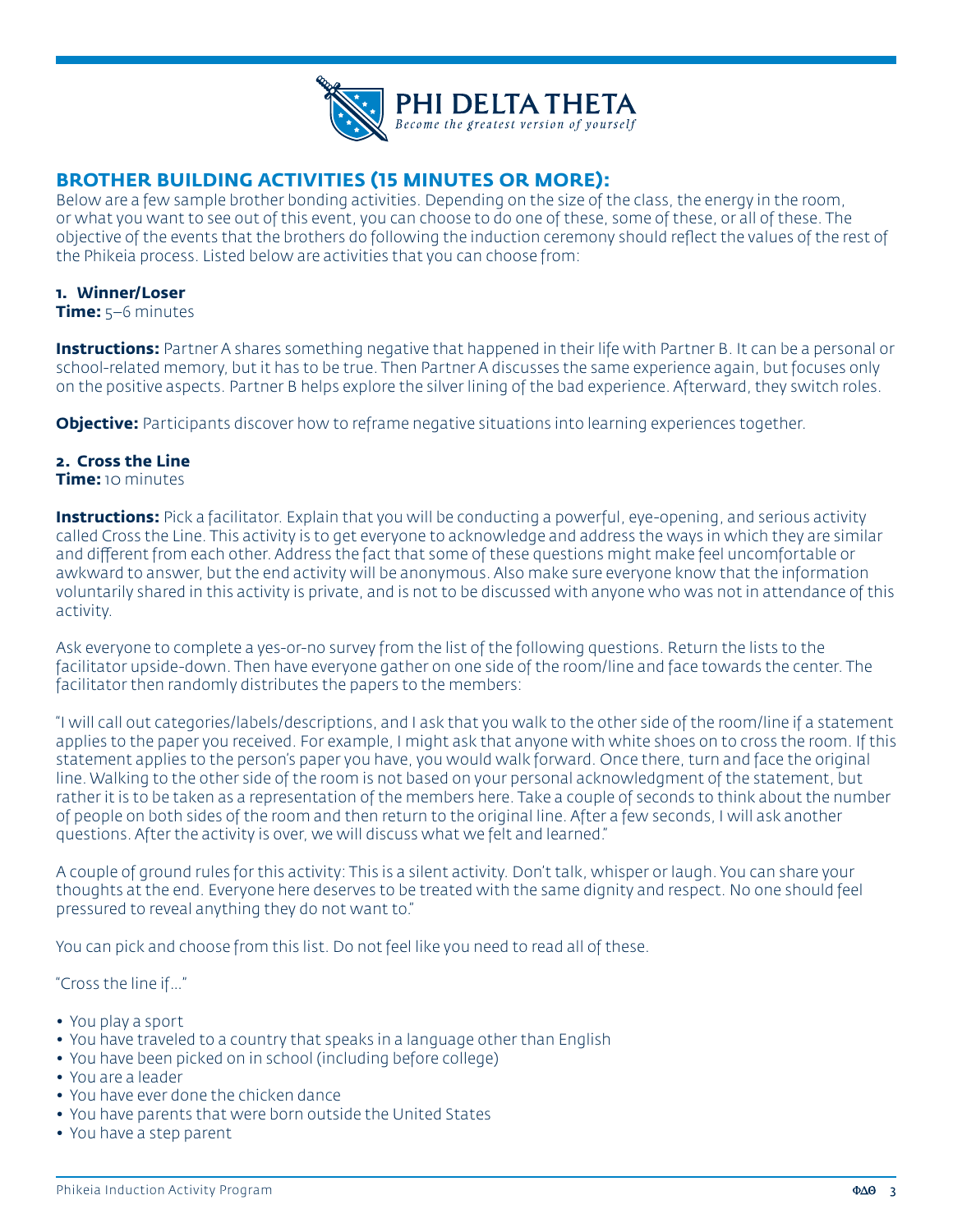## BROTHER BUILDING ACTIVITIES (15 MINUTES OR MORE):

Below are a few sample brother bonding activities. Depending on the size of the class, the energy in the room, or what you want to see out of this event, you can choose to do one of these, some of these, or all of these. The objective of the events that the brothers do following the induction ceremony should reflect the values of the rest of the Phikeia process. Listed below are activities that you can choose from:

### 1. Winner/Loser

**Time:** 5–6 minutes

**Instructions:** Partner A shares something negative that happened in their life with Partner B. It can be a personal or school-related memory, but it has to be true. Then Partner A discusses the same experience again, but focuses only on the positive aspects. Partner B helps explore the silver lining of the bad experience. Afterward, they switch roles.

**Objective:** Participants discover how to reframe negative situations into learning experiences together.

### 2. Cross the Line

**Time:** 10 minutes

**Instructions:** Pick a facilitator. Explain that you will be conducting a powerful, eye-opening, and serious activity called Cross the Line. This activity is to get everyone to acknowledge and address the ways in which they are similar and different from each other. Address the fact that some of these questions might make feel uncomfortable or awkward to answer, but the end activity will be anonymous. Also make sure everyone know that the information voluntarily shared in this activity is private, and is not to be discussed with anyone who was not in attendance of this activity.

Ask everyone to complete a yes-or-no survey from the list of the following questions. Return the lists to the facilitator upside-down. Then have everyone gather on one side of the room/line and face towards the center. The facilitator then randomly distributes the papers to the members:

"I will call out categories/labels/descriptions, and I ask that you walk to the other side of the room/line if a statement applies to the paper you received. For example, I might ask that anyone with white shoes on to cross the room. If this statement applies to the person's paper you have, you would walk forward. Once there, turn and face the original line. Walking to the other side of the room is not based on your personal acknowledgment of the statement, but rather it is to be taken as a representation of the members here. Take a couple of seconds to think about the number of people on both sides of the room and then return to the original line. After a few seconds, I will ask another questions. After the activity is over, we will discuss what we felt and learned."

A couple of ground rules for this activity: This is a silent activity. Don't talk, whisper or laugh. You can share your thoughts at the end. Everyone here deserves to be treated with the same dignity and respect. No one should feel pressured to reveal anything they do not want to."

You can pick and choose from this list. Do not feel like you need to read all of these.

"Cross the line if…"

- You play a sport
- You have traveled to a country that speaks in a language other than English
- You have been picked on in school (including before college)
- You are a leader
- You have ever done the chicken dance
- You have parents that were born outside the United States
- You have a step parent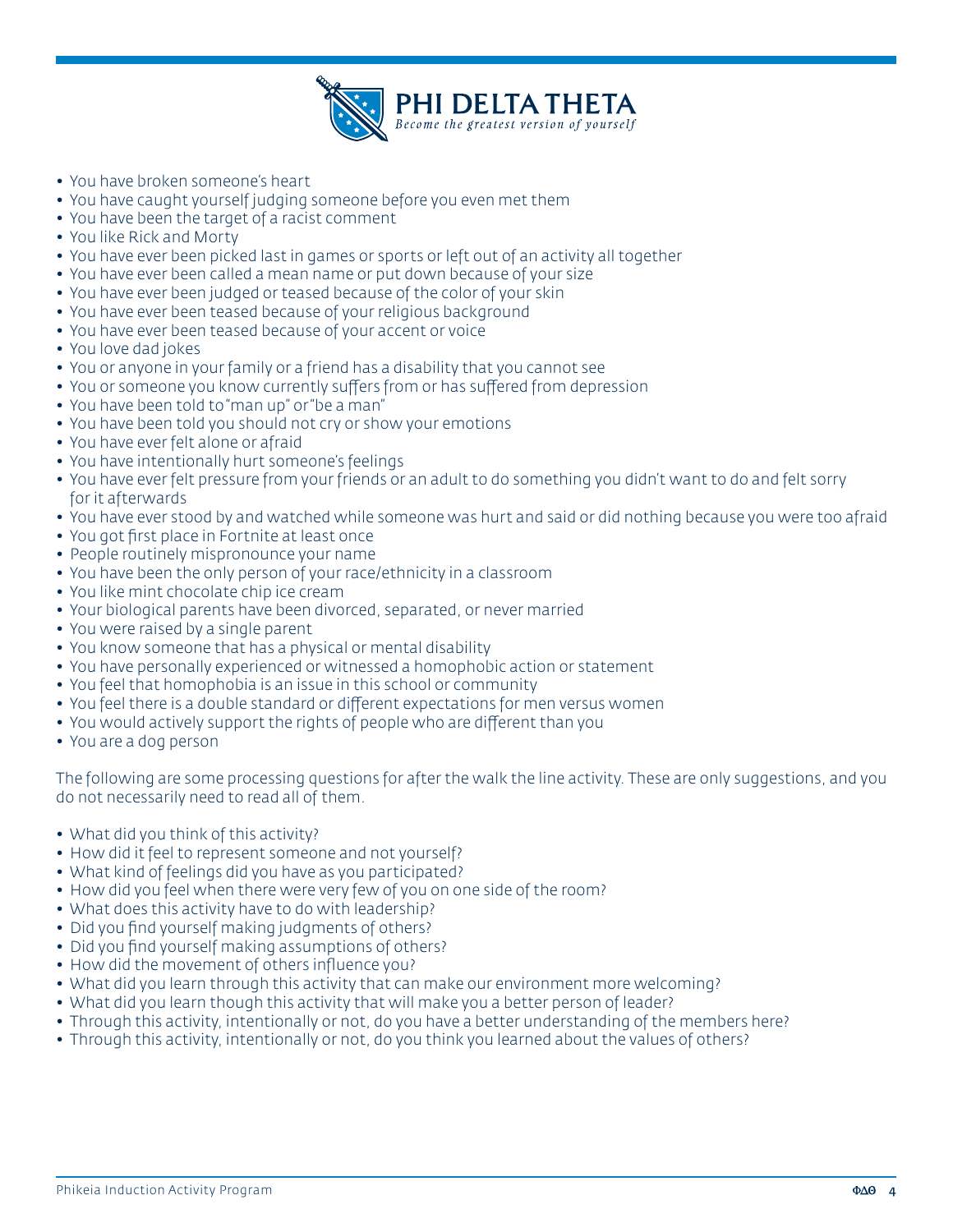- You have broken someone's heart
- You have caught yourself judging someone before you even met them
- You have been the target of a racist comment
- You like Rick and Morty
- You have ever been picked last in games or sports or left out of an activity all together
- You have ever been called a mean name or put down because of your size
- You have ever been judged or teased because of the color of your skin
- You have ever been teased because of your religious background
- You have ever been teased because of your accent or voice
- You love dad jokes
- You or anyone in your family or a friend has a disability that you cannot see
- You or someone you know currently suffers from or has suffered from depression
- You have been told to "man up" or "be a man"
- You have been told you should not cry or show your emotions
- You have ever felt alone or afraid
- You have intentionally hurt someone's feelings
- You have ever felt pressure from your friends or an adult to do something you didn't want to do and felt sorry for it afterwards
- You have ever stood by and watched while someone was hurt and said or did nothing because you were too afraid
- You got first place in Fortnite at least once
- People routinely mispronounce your name
- You have been the only person of your race/ethnicity in a classroom
- You like mint chocolate chip ice cream
- Your biological parents have been divorced, separated, or never married
- You were raised by a single parent
- You know someone that has a physical or mental disability
- You have personally experienced or witnessed a homophobic action or statement
- You feel that homophobia is an issue in this school or community
- You feel there is a double standard or different expectations for men versus women
- You would actively support the rights of people who are different than you
- You are a dog person

The following are some processing questions for after the walk the line activity. These are only suggestions, and you do not necessarily need to read all of them.

- What did you think of this activity?
- How did it feel to represent someone and not yourself?
- What kind of feelings did you have as you participated?
- How did you feel when there were very few of you on one side of the room?
- What does this activity have to do with leadership?
- Did you find yourself making judgments of others?
- Did you find yourself making assumptions of others?
- How did the movement of others influence you?
- What did you learn through this activity that can make our environment more welcoming?
- What did you learn though this activity that will make you a better person of leader?
- Through this activity, intentionally or not, do you have a better understanding of the members here?
- Through this activity, intentionally or not, do you think you learned about the values of others?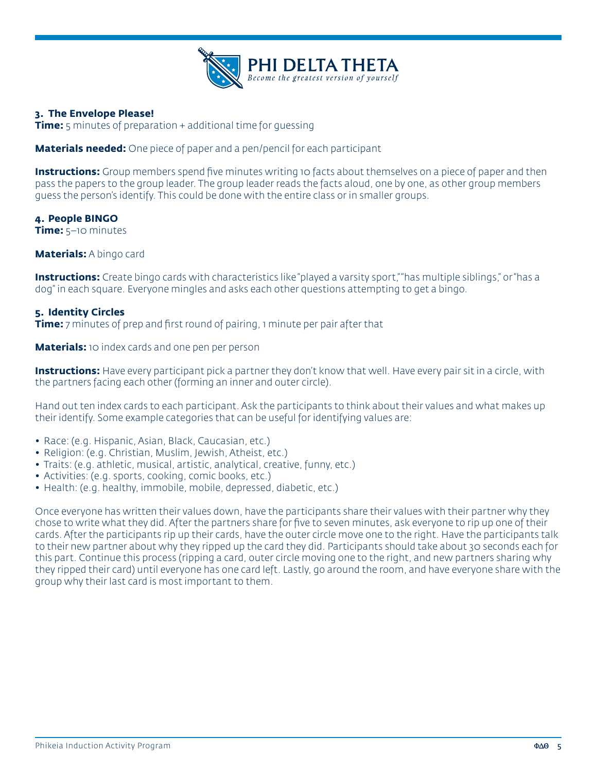### 3. The Envelope Please!

**Time:** 5 minutes of preparation + additional time for guessing

**Materials needed:** One piece of paper and a pen/pencil for each participant

**Instructions:** Group members spend five minutes writing 10 facts about themselves on a piece of paper and then pass the papers to the group leader. The group leader reads the facts aloud, one by one, as other group members guess the person's identify. This could be done with the entire class or in smaller groups.

### 4. People BINGO

**Time:** 5–10 minutes

**Materials:** A bingo card

**Instructions:** Create bingo cards with characteristics like "played a varsity sport," "has multiple siblings," or "has a dog" in each square. Everyone mingles and asks each other questions attempting to get a bingo.

### 5. Identity Circles

**Time:** 7 minutes of prep and first round of pairing, 1 minute per pair after that

**Materials:** 10 index cards and one pen per person

**Instructions:** Have every participant pick a partner they don't know that well. Have every pair sit in a circle, with the partners facing each other (forming an inner and outer circle).

Hand out ten index cards to each participant. Ask the participants to think about their values and what makes up their identify. Some example categories that can be useful for identifying values are:

- Race: (e.g. Hispanic, Asian, Black, Caucasian, etc.)
- Religion: (e.g. Christian, Muslim, Jewish, Atheist, etc.)
- Traits: (e.g. athletic, musical, artistic, analytical, creative, funny, etc.)
- Activities: (e.g. sports, cooking, comic books, etc.)
- Health: (e.g. healthy, immobile, mobile, depressed, diabetic, etc.)

Once everyone has written their values down, have the participants share their values with their partner why they chose to write what they did. After the partners share for five to seven minutes, ask everyone to rip up one of their cards. After the participants rip up their cards, have the outer circle move one to the right. Have the participants talk to their new partner about why they ripped up the card they did. Participants should take about 30 seconds each for this part. Continue this process (ripping a card, outer circle moving one to the right, and new partners sharing why they ripped their card) until everyone has one card left. Lastly, go around the room, and have everyone share with the group why their last card is most important to them.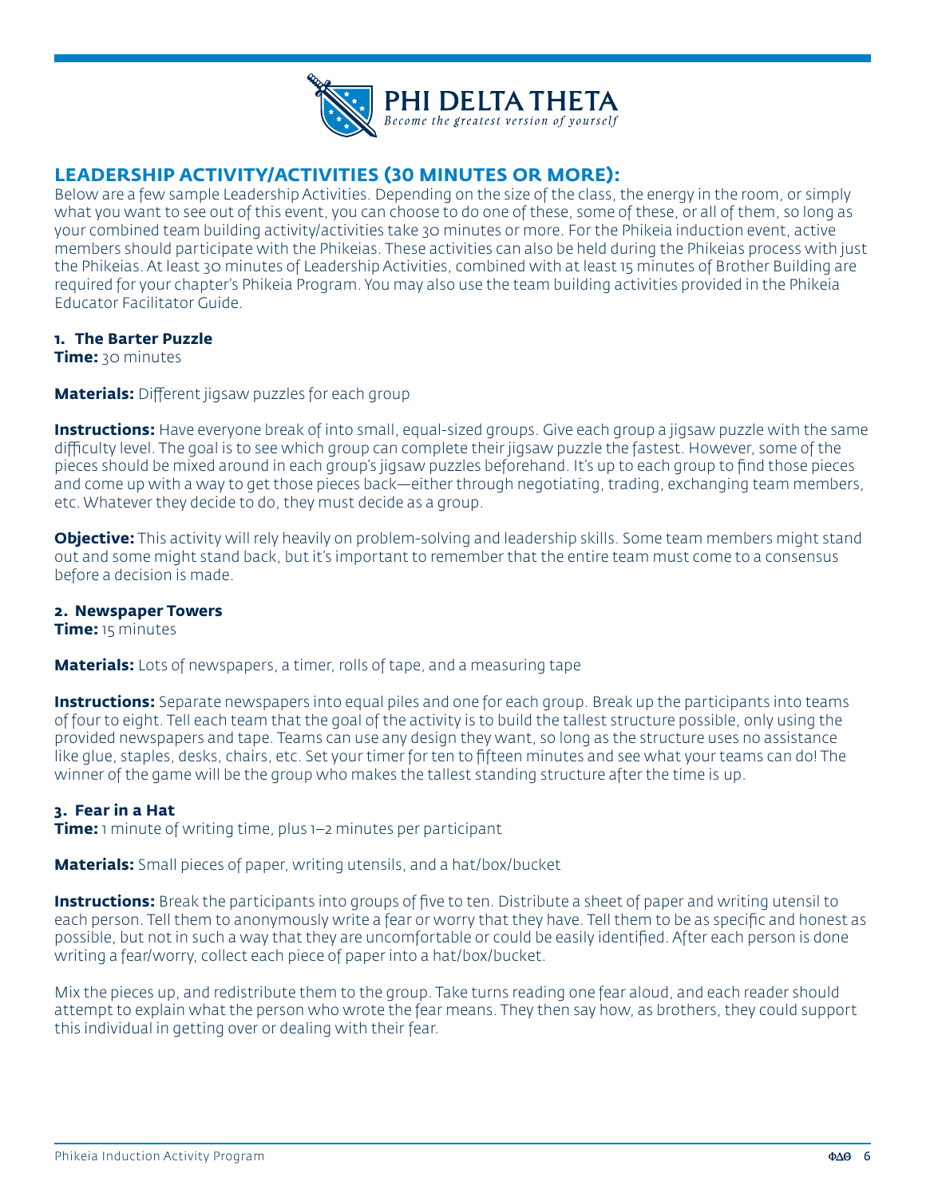## LEADERSHIP ACTIVITY/ACTIVITIES (30 MINUTES OR MORE):

Below are a few sample Leadership Activities. Depending on the size of the class, the energy in the room, or simply what you want to see out of this event, you can choose to do one of these, some of these, or all of them, so long as your combined team building activity/activities take 30 minutes or more. For the Phikeia induction event, active members should participate with the Phikeias. These activities can also be held during the Phikeias process with just the Phikeias. At least 30 minutes of Leadership Activities, combined with at least 15 minutes of Brother Building are required for your chapter's Phikeia Program. You may also use the team building activities provided in the Phikeia Educator Facilitator Guide.

### 1. The Barter Puzzle

**Time:** 30 minutes

**Materials:** Different jigsaw puzzles for each group

**Instructions:** Have everyone break of into small, equal-sized groups. Give each group a jigsaw puzzle with the same difficulty level. The goal is to see which group can complete their jigsaw puzzle the fastest. However, some of the pieces should be mixed around in each group's jigsaw puzzles beforehand. It's up to each group to find those pieces and come up with a way to get those pieces back—either through negotiating, trading, exchanging team members, etc. Whatever they decide to do, they must decide as a group.

**Objective:** This activity will rely heavily on problem-solving and leadership skills. Some team members might stand out and some might stand back, but it's important to remember that the entire team must come to a consensus before a decision is made.

### 2. Newspaper Towers

**Time:** 15 minutes

**Materials:** Lots of newspapers, a timer, rolls of tape, and a measuring tape

**Instructions:** Separate newspapers into equal piles and one for each group. Break up the participants into teams of four to eight. Tell each team that the goal of the activity is to build the tallest structure possible, only using the provided newspapers and tape. Teams can use any design they want, so long as the structure uses no assistance like glue, staples, desks, chairs, etc. Set your timer for ten to fifteen minutes and see what your teams can do! The winner of the game will be the group who makes the tallest standing structure after the time is up.

### 3. Fear in a Hat

**Time:** 1 minute of writing time, plus 1–2 minutes per participant

**Materials:** Small pieces of paper, writing utensils, and a hat/box/bucket

**Instructions:** Break the participants into groups of five to ten. Distribute a sheet of paper and writing utensil to each person. Tell them to anonymously write a fear or worry that they have. Tell them to be as specific and honest as possible, but not in such a way that they are uncomfortable or could be easily identified. After each person is done writing a fear/worry, collect each piece of paper into a hat/box/bucket.

Mix the pieces up, and redistribute them to the group. Take turns reading one fear aloud, and each reader should attempt to explain what the person who wrote the fear means. They then say how, as brothers, they could support this individual in getting over or dealing with their fear.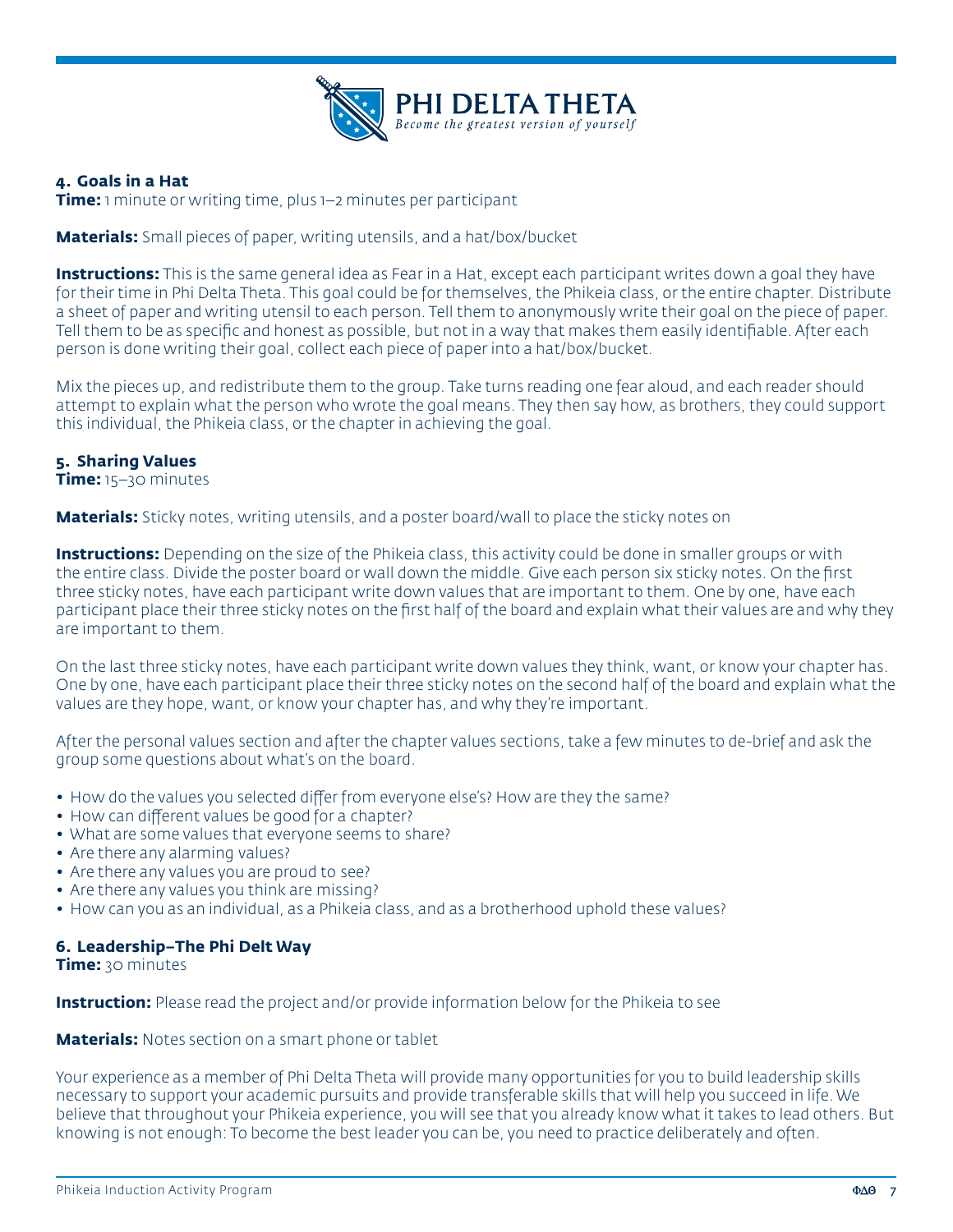### 4. Goals in a Hat

**Time:** 1 minute or writing time, plus 1–2 minutes per participant

**Materials:** Small pieces of paper, writing utensils, and a hat/box/bucket

**Instructions:** This is the same general idea as Fear in a Hat, except each participant writes down a goal they have for their time in Phi Delta Theta. This goal could be for themselves, the Phikeia class, or the entire chapter. Distribute a sheet of paper and writing utensil to each person. Tell them to anonymously write their goal on the piece of paper. Tell them to be as specific and honest as possible, but not in a way that makes them easily identifiable. After each person is done writing their goal, collect each piece of paper into a hat/box/bucket.

Mix the pieces up, and redistribute them to the group. Take turns reading one fear aloud, and each reader should attempt to explain what the person who wrote the goal means. They then say how, as brothers, they could support this individual, the Phikeia class, or the chapter in achieving the goal.

### 5. Sharing Values

**Time:** 15–30 minutes

**Materials:** Sticky notes, writing utensils, and a poster board/wall to place the sticky notes on

**Instructions:** Depending on the size of the Phikeia class, this activity could be done in smaller groups or with the entire class. Divide the poster board or wall down the middle. Give each person six sticky notes. On the first three sticky notes, have each participant write down values that are important to them. One by one, have each participant place their three sticky notes on the first half of the board and explain what their values are and why they are important to them.

On the last three sticky notes, have each participant write down values they think, want, or know your chapter has. One by one, have each participant place their three sticky notes on the second half of the board and explain what the values are they hope, want, or know your chapter has, and why they're important.

After the personal values section and after the chapter values sections, take a few minutes to de-brief and ask the group some questions about what's on the board.

- How do the values you selected differ from everyone else's? How are they the same?
- How can different values be good for a chapter?
- What are some values that everyone seems to share?
- Are there any alarming values?
- Are there any values you are proud to see?
- Are there any values you think are missing?
- How can you as an individual, as a Phikeia class, and as a brotherhood uphold these values?

### 6. Leadership–The Phi Delt Way

**Time:** 30 minutes

**Instruction:** Please read the project and/or provide information below for the Phikeia to see

**Materials:** Notes section on a smart phone or tablet

Your experience as a member of Phi Delta Theta will provide many opportunities for you to build leadership skills necessary to support your academic pursuits and provide transferable skills that will help you succeed in life. We believe that throughout your Phikeia experience, you will see that you already know what it takes to lead others. But knowing is not enough: To become the best leader you can be, you need to practice deliberately and often.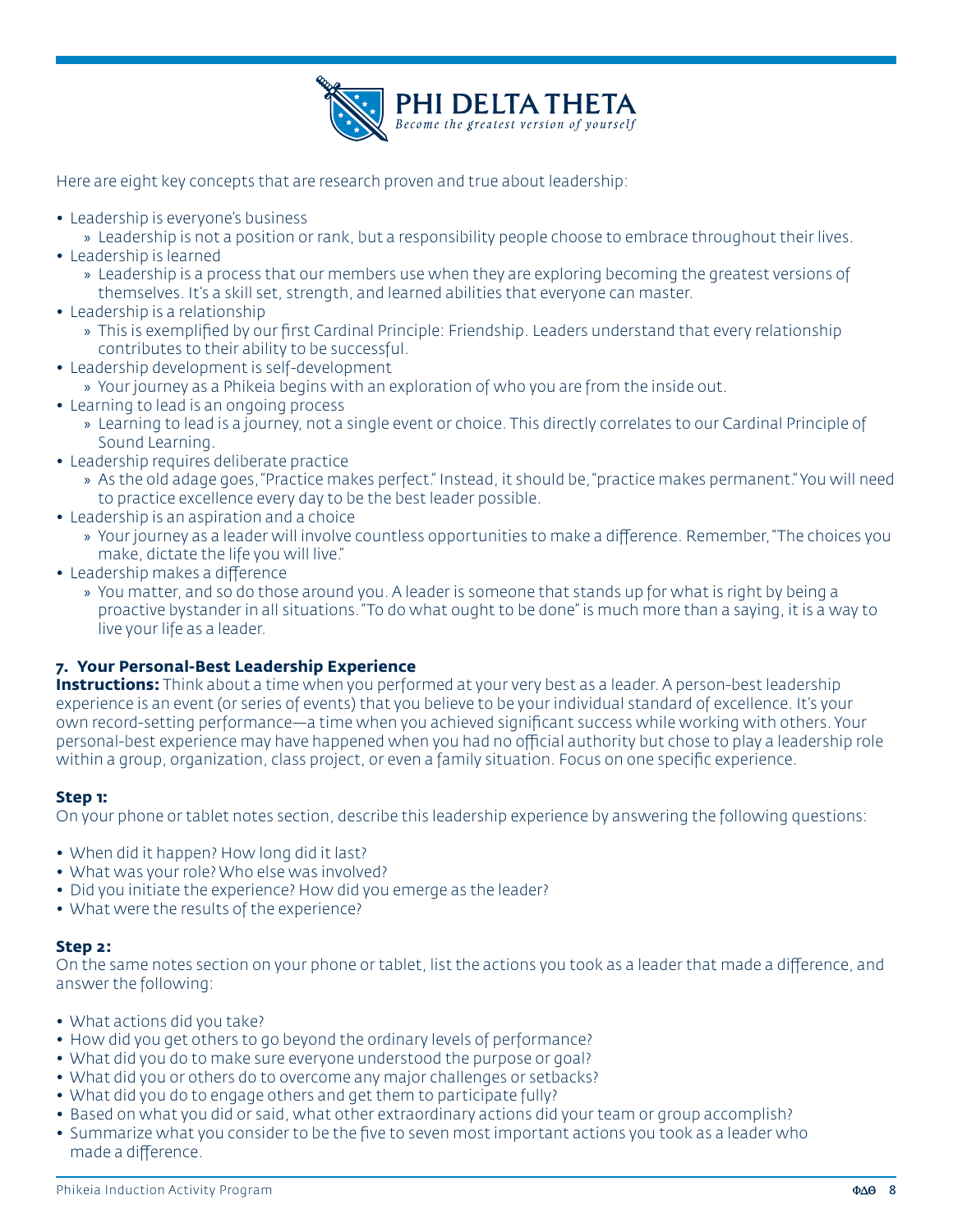Here are eight key concepts that are research proven and true about leadership:

- Leadership is everyone's business
  - Leadership is not a position or rank, but a responsibility people choose to embrace throughout their lives.
- Leadership is learned
  - Leadership is a process that our members use when they are exploring becoming the greatest versions of themselves. It's a skill set, strength, and learned abilities that everyone can master.
- Leadership is a relationship
  - This is exemplified by our first Cardinal Principle: Friendship. Leaders understand that every relationship contributes to their ability to be successful.
- Leadership development is self-development
  - Your journey as a Phikeia begins with an exploration of who you are from the inside out.
- Learning to lead is an ongoing process
  - Learning to lead is a journey, not a single event or choice. This directly correlates to our Cardinal Principle of Sound Learning.
- Leadership requires deliberate practice
  - As the old adage goes, "Practice makes perfect." Instead, it should be, "practice makes permanent." You will need to practice excellence every day to be the best leader possible.
- Leadership is an aspiration and a choice
  - Your journey as a leader will involve countless opportunities to make a difference. Remember, "The choices you make, dictate the life you will live."
- Leadership makes a difference
  - You matter, and so do those around you. A leader is someone that stands up for what is right by being a proactive bystander in all situations. "To do what ought to be done" is much more than a saying, it is a way to live your life as a leader.

### 7. Your Personal-Best Leadership Experience

**Instructions:** Think about a time when you performed at your very best as a leader. A person-best leadership experience is an event (or series of events) that you believe to be your individual standard of excellence. It's your own record-setting performance—a time when you achieved significant success while working with others. Your personal-best experience may have happened when you had no official authority but chose to play a leadership role within a group, organization, class project, or even a family situation. Focus on one specific experience.

**Step 1:**
On your phone or tablet notes section, describe this leadership experience by answering the following questions:

- When did it happen? How long did it last?
- What was your role? Who else was involved?
- Did you initiate the experience? How did you emerge as the leader?
- What were the results of the experience?

**Step 2:**
On the same notes section on your phone or tablet, list the actions you took as a leader that made a difference, and answer the following:

- What actions did you take?
- How did you get others to go beyond the ordinary levels of performance?
- What did you do to make sure everyone understood the purpose or goal?
- What did you or others do to overcome any major challenges or setbacks?
- What did you do to engage others and get them to participate fully?
- Based on what you did or said, what other extraordinary actions did your team or group accomplish?
- Summarize what you consider to be the five to seven most important actions you took as a leader who made a difference.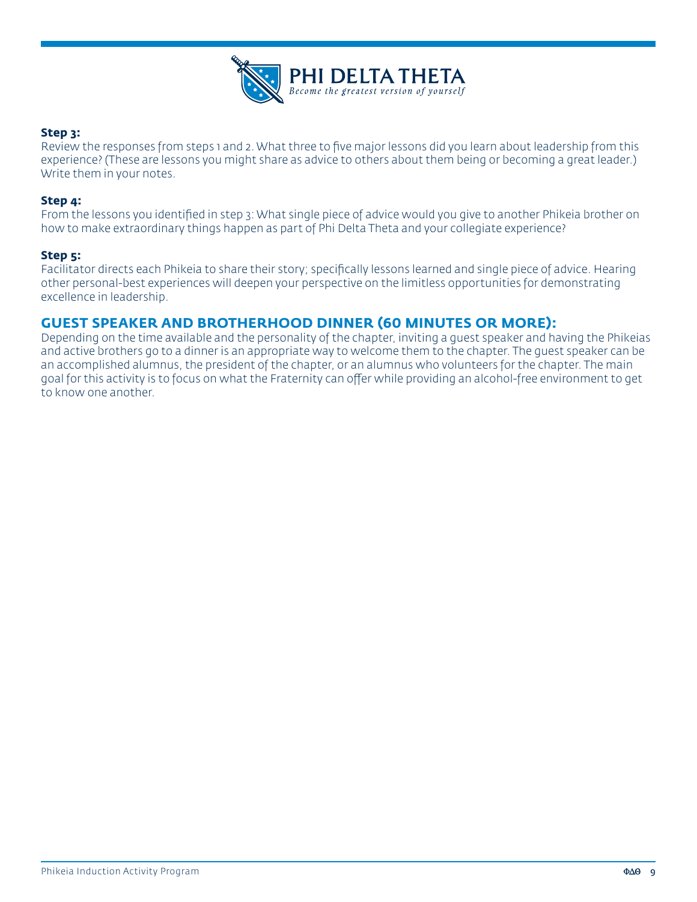**Step 3:**
Review the responses from steps 1 and 2. What three to five major lessons did you learn about leadership from this experience? (These are lessons you might share as advice to others about them being or becoming a great leader.) Write them in your notes.

**Step 4:**
From the lessons you identified in step 3: What single piece of advice would you give to another Phikeia brother on how to make extraordinary things happen as part of Phi Delta Theta and your collegiate experience?

**Step 5:**
Facilitator directs each Phikeia to share their story; specifically lessons learned and single piece of advice. Hearing other personal-best experiences will deepen your perspective on the limitless opportunities for demonstrating excellence in leadership.

## GUEST SPEAKER AND BROTHERHOOD DINNER (60 MINUTES OR MORE):

Depending on the time available and the personality of the chapter, inviting a guest speaker and having the Phikeias and active brothers go to a dinner is an appropriate way to welcome them to the chapter. The guest speaker can be an accomplished alumnus, the president of the chapter, or an alumnus who volunteers for the chapter. The main goal for this activity is to focus on what the Fraternity can offer while providing an alcohol-free environment to get to know one another.